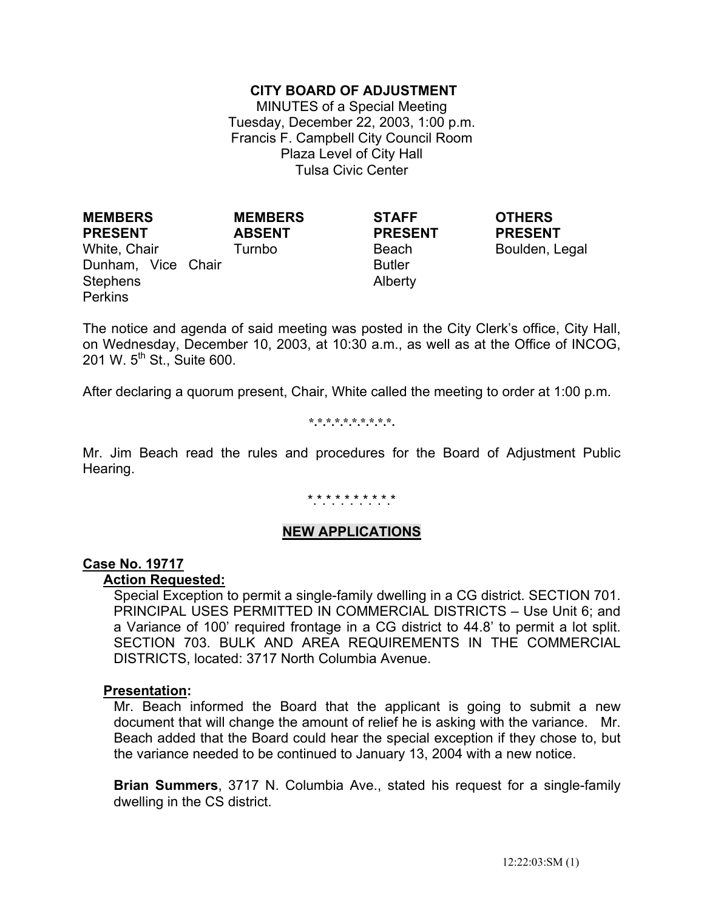**CITY BOARD OF ADJUSTMENT**
MINUTES of a Special Meeting
Tuesday, December 22, 2003, 1:00 p.m.
Francis F. Campbell City Council Room
Plaza Level of City Hall
Tulsa Civic Center

| MEMBERS PRESENT | MEMBERS ABSENT | STAFF PRESENT | OTHERS PRESENT |
|---|---|---|---|
| White, Chair | Turnbo | Beach | Boulden, Legal |
| Dunham, Vice Chair | | Butler | |
| Stephens | | Alberty | |
| Perkins | | | |

The notice and agenda of said meeting was posted in the City Clerk's office, City Hall, on Wednesday, December 10, 2003, at 10:30 a.m., as well as at the Office of INCOG, 201 W. 5th St., Suite 600.

After declaring a quorum present, Chair, White called the meeting to order at 1:00 p.m.

*.*.*.*.*.*.*.*.*.*.*.

Mr. Jim Beach read the rules and procedures for the Board of Adjustment Public Hearing.

*.*.*.*.*.*.*.*.*.*.*

## NEW APPLICATIONS

**Case No. 19717**

**Action Requested:**

Special Exception to permit a single-family dwelling in a CG district. SECTION 701. PRINCIPAL USES PERMITTED IN COMMERCIAL DISTRICTS – Use Unit 6; and a Variance of 100' required frontage in a CG district to 44.8' to permit a lot split. SECTION 703. BULK AND AREA REQUIREMENTS IN THE COMMERCIAL DISTRICTS, located: 3717 North Columbia Avenue.

**Presentation:**

Mr. Beach informed the Board that the applicant is going to submit a new document that will change the amount of relief he is asking with the variance. Mr. Beach added that the Board could hear the special exception if they chose to, but the variance needed to be continued to January 13, 2004 with a new notice.

**Brian Summers**, 3717 N. Columbia Ave., stated his request for a single-family dwelling in the CS district.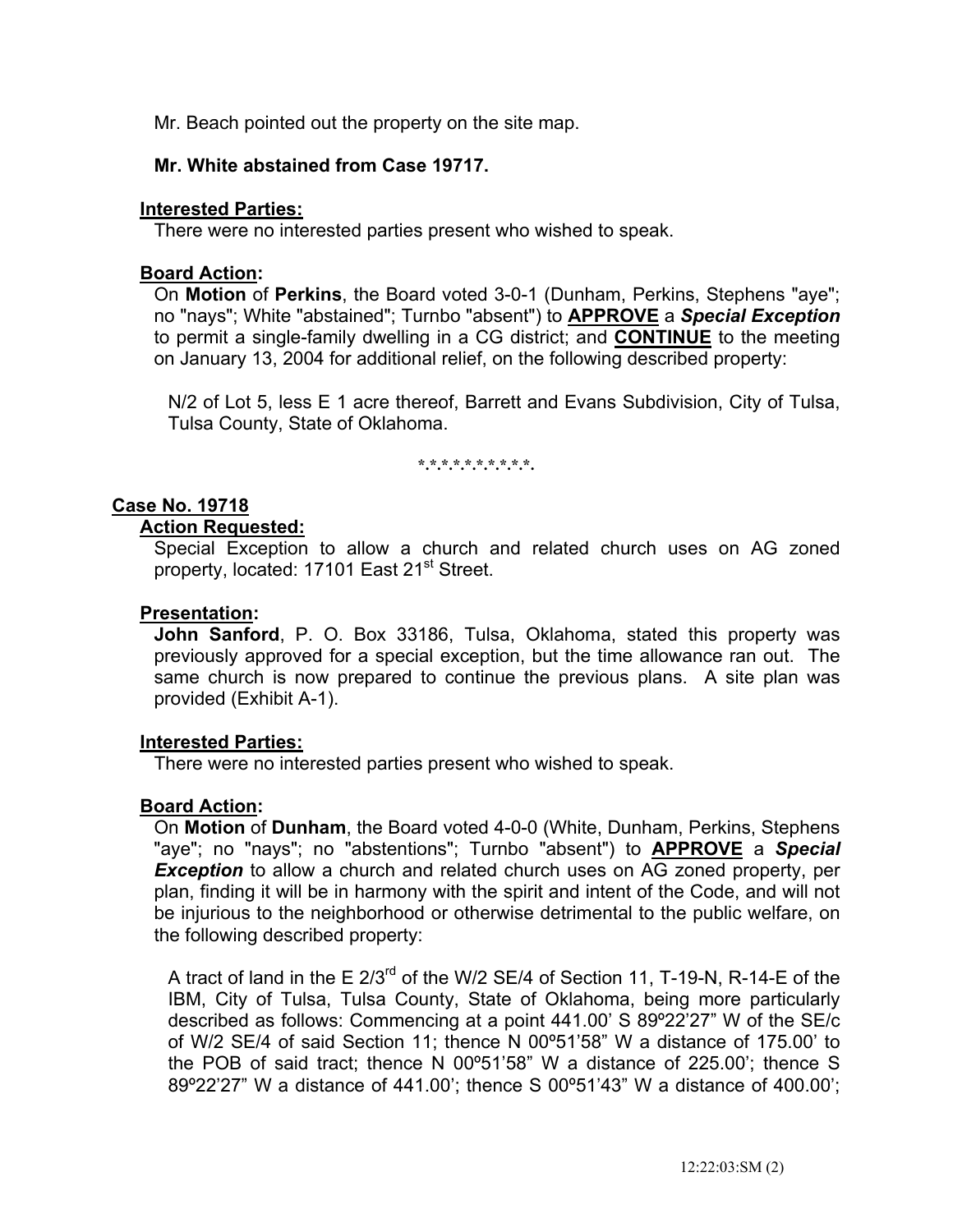Mr. Beach pointed out the property on the site map.

**Mr. White abstained from Case 19717.**

**Interested Parties:**

There were no interested parties present who wished to speak.

**Board Action:**

On **Motion** of **Perkins**, the Board voted 3-0-1 (Dunham, Perkins, Stephens "aye"; no "nays"; White "abstained"; Turnbo "absent") to **APPROVE** a ***Special Exception*** to permit a single-family dwelling in a CG district; and **CONTINUE** to the meeting on January 13, 2004 for additional relief, on the following described property:

N/2 of Lot 5, less E 1 acre thereof, Barrett and Evans Subdivision, City of Tulsa, Tulsa County, State of Oklahoma.

*.*.*.*.*.*.*.*.*.*.*.

**Case No. 19718**

**Action Requested:**

Special Exception to allow a church and related church uses on AG zoned property, located: 17101 East 21st Street.

**Presentation:**

**John Sanford**, P. O. Box 33186, Tulsa, Oklahoma, stated this property was previously approved for a special exception, but the time allowance ran out. The same church is now prepared to continue the previous plans. A site plan was provided (Exhibit A-1).

**Interested Parties:**

There were no interested parties present who wished to speak.

**Board Action:**

On **Motion** of **Dunham**, the Board voted 4-0-0 (White, Dunham, Perkins, Stephens "aye"; no "nays"; no "abstentions"; Turnbo "absent") to **APPROVE** a ***Special Exception*** to allow a church and related church uses on AG zoned property, per plan, finding it will be in harmony with the spirit and intent of the Code, and will not be injurious to the neighborhood or otherwise detrimental to the public welfare, on the following described property:

A tract of land in the E 2/3rd of the W/2 SE/4 of Section 11, T-19-N, R-14-E of the IBM, City of Tulsa, Tulsa County, State of Oklahoma, being more particularly described as follows: Commencing at a point 441.00' S 89º22'27" W of the SE/c of W/2 SE/4 of said Section 11; thence N 00º51'58" W a distance of 175.00' to the POB of said tract; thence N 00º51'58" W a distance of 225.00'; thence S 89º22'27" W a distance of 441.00'; thence S 00º51'43" W a distance of 400.00';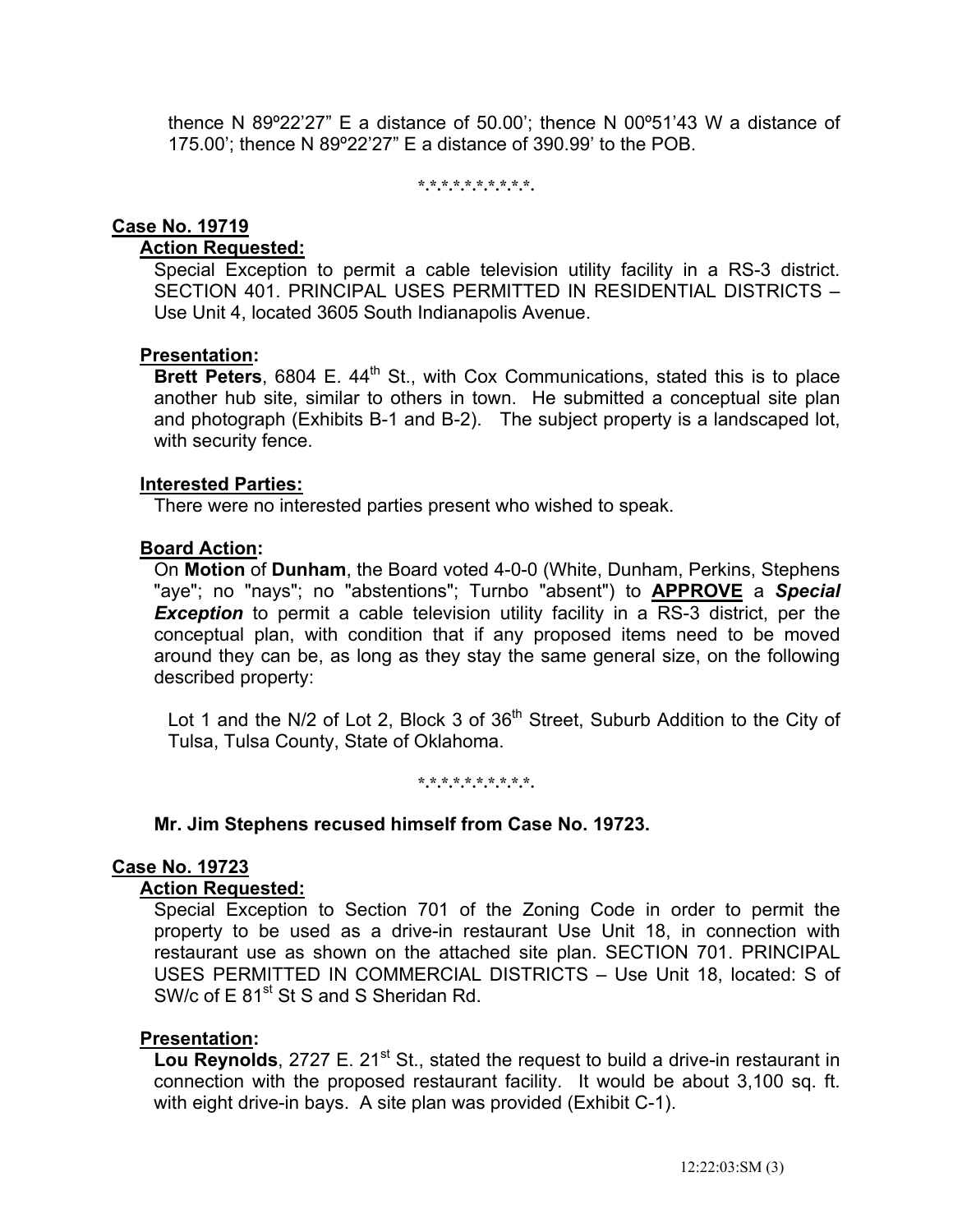thence N 89º22'27" E a distance of 50.00'; thence N 00º51'43 W a distance of 175.00'; thence N 89º22'27" E a distance of 390.99' to the POB.

*.*.*.*.*.*.*.*.*.*.

**Case No. 19719**

**Action Requested:**

Special Exception to permit a cable television utility facility in a RS-3 district. SECTION 401. PRINCIPAL USES PERMITTED IN RESIDENTIAL DISTRICTS – Use Unit 4, located 3605 South Indianapolis Avenue.

**Presentation:**

**Brett Peters**, 6804 E. 44th St., with Cox Communications, stated this is to place another hub site, similar to others in town. He submitted a conceptual site plan and photograph (Exhibits B-1 and B-2). The subject property is a landscaped lot, with security fence.

**Interested Parties:**

There were no interested parties present who wished to speak.

**Board Action:**

On **Motion** of **Dunham**, the Board voted 4-0-0 (White, Dunham, Perkins, Stephens "aye"; no "nays"; no "abstentions"; Turnbo "absent") to **APPROVE** a ***Special Exception*** to permit a cable television utility facility in a RS-3 district, per the conceptual plan, with condition that if any proposed items need to be moved around they can be, as long as they stay the same general size, on the following described property:

Lot 1 and the N/2 of Lot 2, Block 3 of 36th Street, Suburb Addition to the City of Tulsa, Tulsa County, State of Oklahoma.

*.*.*.*.*.*.*.*.*.*.

**Mr. Jim Stephens recused himself from Case No. 19723.**

**Case No. 19723**

**Action Requested:**

Special Exception to Section 701 of the Zoning Code in order to permit the property to be used as a drive-in restaurant Use Unit 18, in connection with restaurant use as shown on the attached site plan. SECTION 701. PRINCIPAL USES PERMITTED IN COMMERCIAL DISTRICTS – Use Unit 18, located: S of SW/c of E 81st St S and S Sheridan Rd.

**Presentation:**

**Lou Reynolds**, 2727 E. 21st St., stated the request to build a drive-in restaurant in connection with the proposed restaurant facility. It would be about 3,100 sq. ft. with eight drive-in bays. A site plan was provided (Exhibit C-1).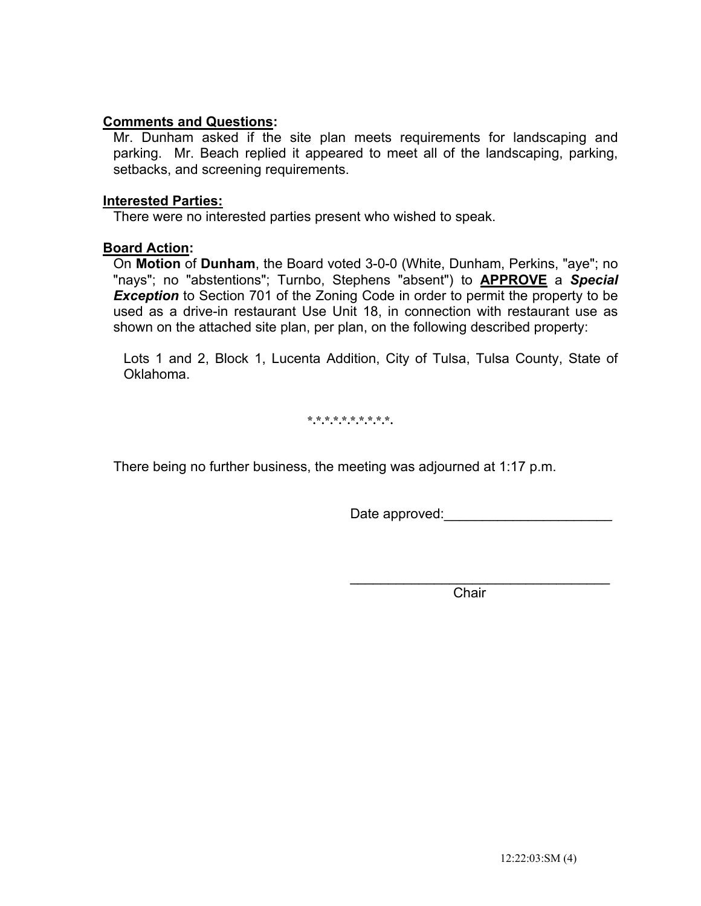**Comments and Questions:**

Mr. Dunham asked if the site plan meets requirements for landscaping and parking. Mr. Beach replied it appeared to meet all of the landscaping, parking, setbacks, and screening requirements.

**Interested Parties:**

There were no interested parties present who wished to speak.

**Board Action:**

On **Motion** of **Dunham**, the Board voted 3-0-0 (White, Dunham, Perkins, "aye"; no "nays"; no "abstentions"; Turnbo, Stephens "absent") to **APPROVE** a ***Special Exception*** to Section 701 of the Zoning Code in order to permit the property to be used as a drive-in restaurant Use Unit 18, in connection with restaurant use as shown on the attached site plan, per plan, on the following described property:

Lots 1 and 2, Block 1, Lucenta Addition, City of Tulsa, Tulsa County, State of Oklahoma.

*.*.*.*.*.*.*.*.*.*.*.

There being no further business, the meeting was adjourned at 1:17 p.m.

Date approved:______________________

___________________________________
Chair

12:22:03:SM (4)